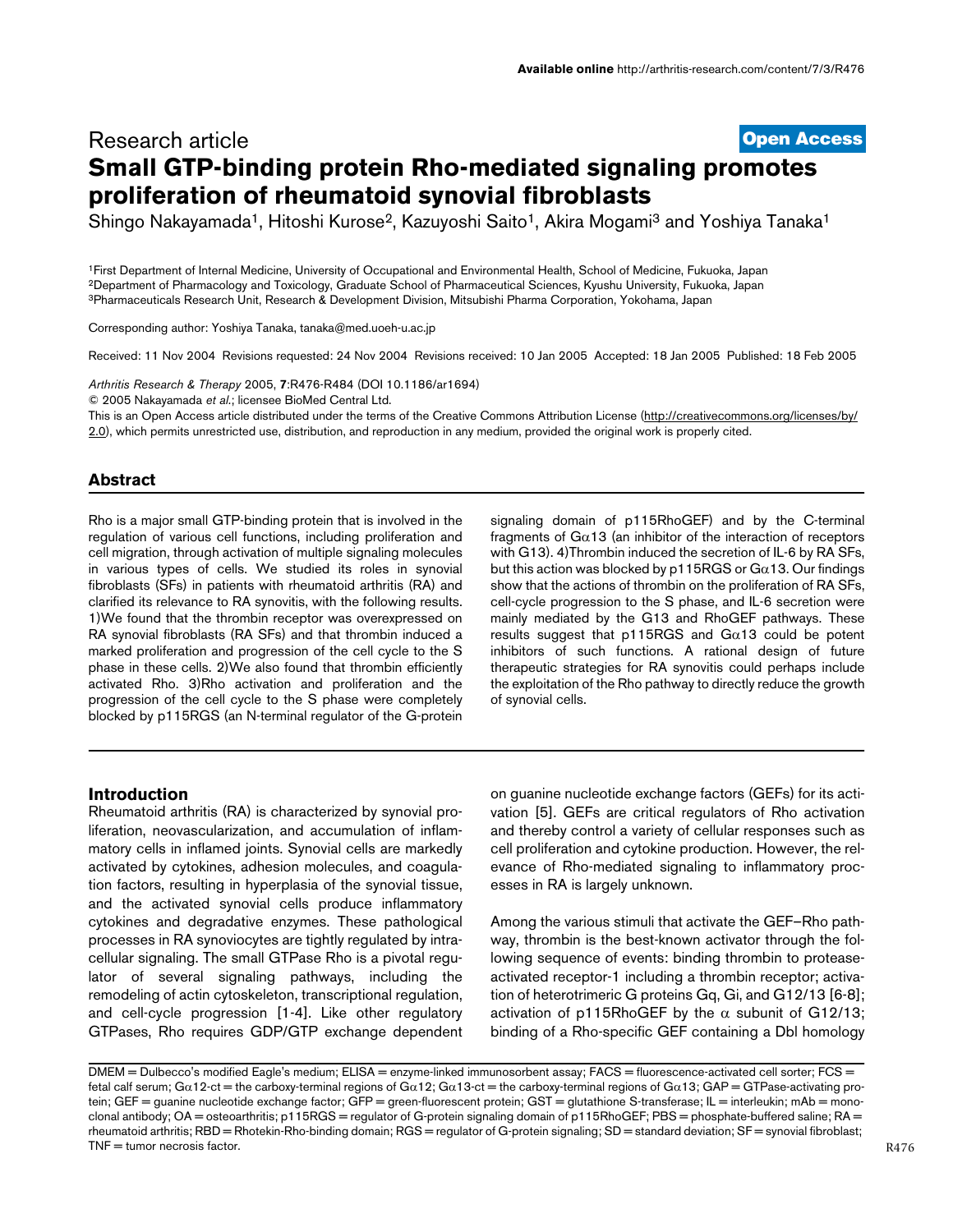Available online http://arthritis-research.com/content/7/3/R476

Research article

**Open Access**

# Small GTP-binding protein Rho-mediated signaling promotes proliferation of rheumatoid synovial fibroblasts

Shingo Nakayamada[1], Hitoshi Kurose[2], Kazuyoshi Saito[1], Akira Mogami[3] and Yoshiya Tanaka[1]

[1]First Department of Internal Medicine, University of Occupational and Environmental Health, School of Medicine, Fukuoka, Japan
[2]Department of Pharmacology and Toxicology, Graduate School of Pharmaceutical Sciences, Kyushu University, Fukuoka, Japan
[3]Pharmaceuticals Research Unit, Research & Development Division, Mitsubishi Pharma Corporation, Yokohama, Japan

Corresponding author: Yoshiya Tanaka, tanaka@med.uoeh-u.ac.jp

Received: 11 Nov 2004 Revisions requested: 24 Nov 2004 Revisions received: 10 Jan 2005 Accepted: 18 Jan 2005 Published: 18 Feb 2005

*Arthritis Research & Therapy* 2005, **7**:R476-R484 (DOI 10.1186/ar1694)
© 2005 Nakayamada *et al.*; licensee BioMed Central Ltd.
This is an Open Access article distributed under the terms of the Creative Commons Attribution License (http://creativecommons.org/licenses/by/2.0), which permits unrestricted use, distribution, and reproduction in any medium, provided the original work is properly cited.

## Abstract

Rho is a major small GTP-binding protein that is involved in the regulation of various cell functions, including proliferation and cell migration, through activation of multiple signaling molecules in various types of cells. We studied its roles in synovial fibroblasts (SFs) in patients with rheumatoid arthritis (RA) and clarified its relevance to RA synovitis, with the following results. 1)We found that the thrombin receptor was overexpressed on RA synovial fibroblasts (RA SFs) and that thrombin induced a marked proliferation and progression of the cell cycle to the S phase in these cells. 2)We also found that thrombin efficiently activated Rho. 3)Rho activation and proliferation and the progression of the cell cycle to the S phase were completely blocked by p115RGS (an N-terminal regulator of the G-protein signaling domain of p115RhoGEF) and by the C-terminal fragments of Gα13 (an inhibitor of the interaction of receptors with G13). 4)Thrombin induced the secretion of IL-6 by RA SFs, but this action was blocked by p115RGS or Gα13. Our findings show that the actions of thrombin on the proliferation of RA SFs, cell-cycle progression to the S phase, and IL-6 secretion were mainly mediated by the G13 and RhoGEF pathways. These results suggest that p115RGS and Gα13 could be potent inhibitors of such functions. A rational design of future therapeutic strategies for RA synovitis could perhaps include the exploitation of the Rho pathway to directly reduce the growth of synovial cells.

## Introduction

Rheumatoid arthritis (RA) is characterized by synovial proliferation, neovascularization, and accumulation of inflammatory cells in inflamed joints. Synovial cells are markedly activated by cytokines, adhesion molecules, and coagulation factors, resulting in hyperplasia of the synovial tissue, and the activated synovial cells produce inflammatory cytokines and degradative enzymes. These pathological processes in RA synoviocytes are tightly regulated by intracellular signaling. The small GTPase Rho is a pivotal regulator of several signaling pathways, including the remodeling of actin cytoskeleton, transcriptional regulation, and cell-cycle progression [1-4]. Like other regulatory GTPases, Rho requires GDP/GTP exchange dependent on guanine nucleotide exchange factors (GEFs) for its activation [5]. GEFs are critical regulators of Rho activation and thereby control a variety of cellular responses such as cell proliferation and cytokine production. However, the relevance of Rho-mediated signaling to inflammatory processes in RA is largely unknown.

Among the various stimuli that activate the GEF–Rho pathway, thrombin is the best-known activator through the following sequence of events: binding thrombin to protease-activated receptor-1 including a thrombin receptor; activation of heterotrimeric G proteins Gq, Gi, and G12/13 [6-8]; activation of p115RhoGEF by the α subunit of G12/13; binding of a Rho-specific GEF containing a Dbl homology

DMEM = Dulbecco's modified Eagle's medium; ELISA = enzyme-linked immunosorbent assay; FACS = fluorescence-activated cell sorter; FCS = fetal calf serum; Gα12-ct = the carboxy-terminal regions of Gα12; Gα13-ct = the carboxy-terminal regions of Gα13; GAP = GTPase-activating protein; GEF = guanine nucleotide exchange factor; GFP = green-fluorescent protein; GST = glutathione S-transferase; IL = interleukin; mAb = monoclonal antibody; OA = osteoarthritis; p115RGS = regulator of G-protein signaling domain of p115RhoGEF; PBS = phosphate-buffered saline; RA = rheumatoid arthritis; RBD = Rhotekin-Rho-binding domain; RGS = regulator of G-protein signaling; SD = standard deviation; SF = synovial fibroblast; TNF = tumor necrosis factor.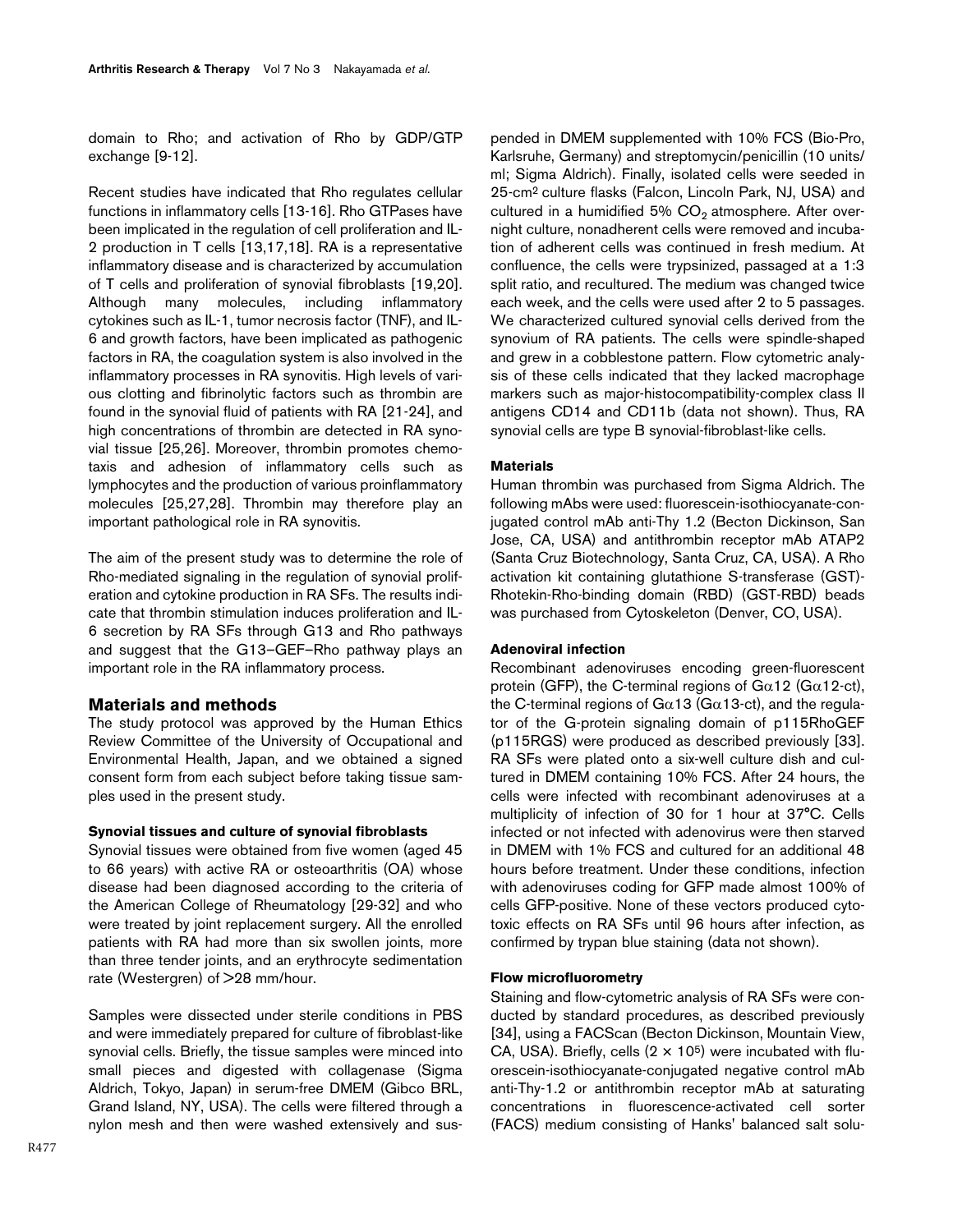domain to Rho; and activation of Rho by GDP/GTP exchange [9-12].

Recent studies have indicated that Rho regulates cellular functions in inflammatory cells [13-16]. Rho GTPases have been implicated in the regulation of cell proliferation and IL-2 production in T cells [13,17,18]. RA is a representative inflammatory disease and is characterized by accumulation of T cells and proliferation of synovial fibroblasts [19,20]. Although many molecules, including inflammatory cytokines such as IL-1, tumor necrosis factor (TNF), and IL-6 and growth factors, have been implicated as pathogenic factors in RA, the coagulation system is also involved in the inflammatory processes in RA synovitis. High levels of various clotting and fibrinolytic factors such as thrombin are found in the synovial fluid of patients with RA [21-24], and high concentrations of thrombin are detected in RA synovial tissue [25,26]. Moreover, thrombin promotes chemotaxis and adhesion of inflammatory cells such as lymphocytes and the production of various proinflammatory molecules [25,27,28]. Thrombin may therefore play an important pathological role in RA synovitis.

The aim of the present study was to determine the role of Rho-mediated signaling in the regulation of synovial proliferation and cytokine production in RA SFs. The results indicate that thrombin stimulation induces proliferation and IL-6 secretion by RA SFs through G13 and Rho pathways and suggest that the G13–GEF–Rho pathway plays an important role in the RA inflammatory process.

## Materials and methods

The study protocol was approved by the Human Ethics Review Committee of the University of Occupational and Environmental Health, Japan, and we obtained a signed consent form from each subject before taking tissue samples used in the present study.

### Synovial tissues and culture of synovial fibroblasts

Synovial tissues were obtained from five women (aged 45 to 66 years) with active RA or osteoarthritis (OA) whose disease had been diagnosed according to the criteria of the American College of Rheumatology [29-32] and who were treated by joint replacement surgery. All the enrolled patients with RA had more than six swollen joints, more than three tender joints, and an erythrocyte sedimentation rate (Westergren) of >28 mm/hour.

Samples were dissected under sterile conditions in PBS and were immediately prepared for culture of fibroblast-like synovial cells. Briefly, the tissue samples were minced into small pieces and digested with collagenase (Sigma Aldrich, Tokyo, Japan) in serum-free DMEM (Gibco BRL, Grand Island, NY, USA). The cells were filtered through a nylon mesh and then were washed extensively and suspended in DMEM supplemented with 10% FCS (Bio-Pro, Karlsruhe, Germany) and streptomycin/penicillin (10 units/ml; Sigma Aldrich). Finally, isolated cells were seeded in 25-cm$^2$ culture flasks (Falcon, Lincoln Park, NJ, USA) and cultured in a humidified 5% $CO_2$ atmosphere. After overnight culture, nonadherent cells were removed and incubation of adherent cells was continued in fresh medium. At confluence, the cells were trypsinized, passaged at a 1:3 split ratio, and recultured. The medium was changed twice each week, and the cells were used after 2 to 5 passages. We characterized cultured synovial cells derived from the synovium of RA patients. The cells were spindle-shaped and grew in a cobblestone pattern. Flow cytometric analysis of these cells indicated that they lacked macrophage markers such as major-histocompatibility-complex class II antigens CD14 and CD11b (data not shown). Thus, RA synovial cells are type B synovial-fibroblast-like cells.

### Materials

Human thrombin was purchased from Sigma Aldrich. The following mAbs were used: fluorescein-isothiocyanate-conjugated control mAb anti-Thy 1.2 (Becton Dickinson, San Jose, CA, USA) and antithrombin receptor mAb ATAP2 (Santa Cruz Biotechnology, Santa Cruz, CA, USA). A Rho activation kit containing glutathione S-transferase (GST)-Rhotekin-Rho-binding domain (RBD) (GST-RBD) beads was purchased from Cytoskeleton (Denver, CO, USA).

### Adenoviral infection

Recombinant adenoviruses encoding green-fluorescent protein (GFP), the C-terminal regions of G$\alpha$12 (G$\alpha$12-ct), the C-terminal regions of G$\alpha$13 (G$\alpha$13-ct), and the regulator of the G-protein signaling domain of p115RhoGEF (p115RGS) were produced as described previously [33]. RA SFs were plated onto a six-well culture dish and cultured in DMEM containing 10% FCS. After 24 hours, the cells were infected with recombinant adenoviruses at a multiplicity of infection of 30 for 1 hour at 37°C. Cells infected or not infected with adenovirus were then starved in DMEM with 1% FCS and cultured for an additional 48 hours before treatment. Under these conditions, infection with adenoviruses coding for GFP made almost 100% of cells GFP-positive. None of these vectors produced cytotoxic effects on RA SFs until 96 hours after infection, as confirmed by trypan blue staining (data not shown).

### Flow microfluorometry

Staining and flow-cytometric analysis of RA SFs were conducted by standard procedures, as described previously [34], using a FACScan (Becton Dickinson, Mountain View, CA, USA). Briefly, cells ($2 \times 10^5$) were incubated with fluorescein-isothiocyanate-conjugated negative control mAb anti-Thy-1.2 or antithrombin receptor mAb at saturating concentrations in fluorescence-activated cell sorter (FACS) medium consisting of Hanks' balanced salt solu-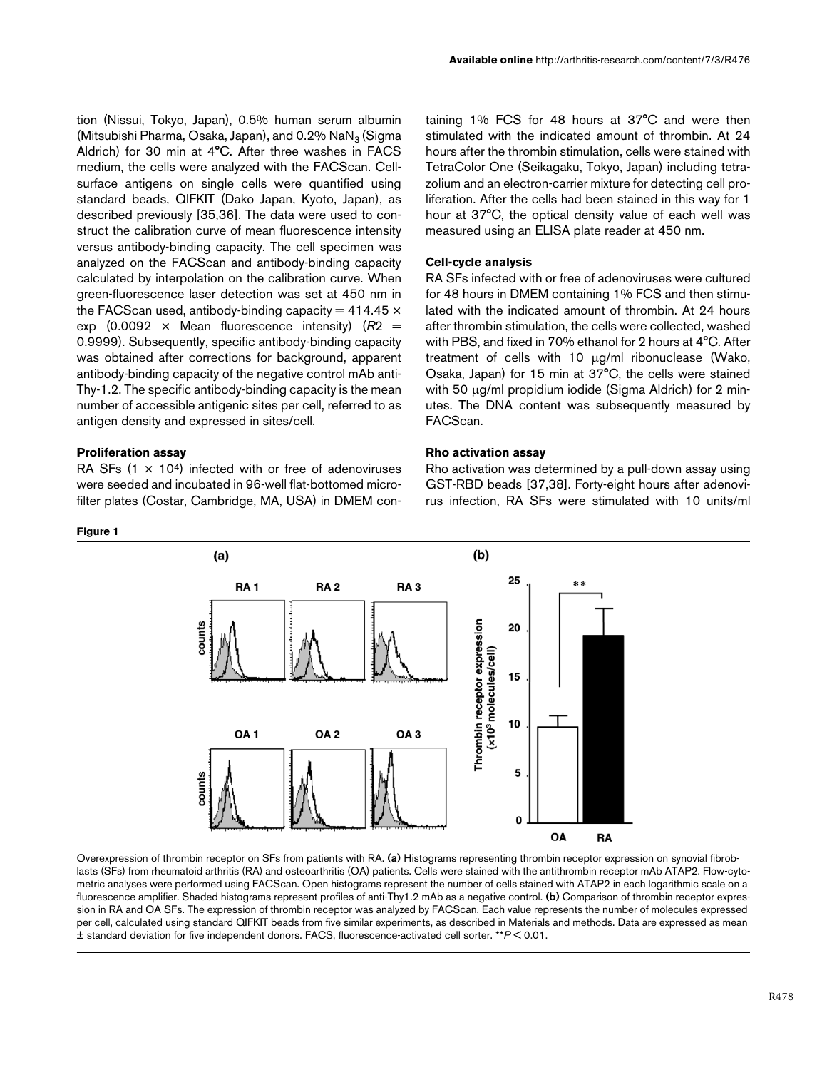tion (Nissui, Tokyo, Japan), 0.5% human serum albumin (Mitsubishi Pharma, Osaka, Japan), and 0.2% $NaN_3$ (Sigma Aldrich) for 30 min at 4°C. After three washes in FACS medium, the cells were analyzed with the FACScan. Cell-surface antigens on single cells were quantified using standard beads, QIFKIT (Dako Japan, Kyoto, Japan), as described previously [35,36]. The data were used to construct the calibration curve of mean fluorescence intensity versus antibody-binding capacity. The cell specimen was analyzed on the FACScan and antibody-binding capacity calculated by interpolation on the calibration curve. When green-fluorescence laser detection was set at 450 nm in the FACScan used, antibody-binding capacity = 414.45 × exp (0.0092 × Mean fluorescence intensity) ($R2$ = 0.9999). Subsequently, specific antibody-binding capacity was obtained after corrections for background, apparent antibody-binding capacity of the negative control mAb anti-Thy-1.2. The specific antibody-binding capacity is the mean number of accessible antigenic sites per cell, referred to as antigen density and expressed in sites/cell.

### Proliferation assay

RA SFs (1 × $10^4$) infected with or free of adenoviruses were seeded and incubated in 96-well flat-bottomed microfilter plates (Costar, Cambridge, MA, USA) in DMEM containing 1% FCS for 48 hours at 37°C and were then stimulated with the indicated amount of thrombin. At 24 hours after the thrombin stimulation, cells were stained with TetraColor One (Seikagaku, Tokyo, Japan) including tetrazolium and an electron-carrier mixture for detecting cell proliferation. After the cells had been stained in this way for 1 hour at 37°C, the optical density value of each well was measured using an ELISA plate reader at 450 nm.

### Cell-cycle analysis

RA SFs infected with or free of adenoviruses were cultured for 48 hours in DMEM containing 1% FCS and then stimulated with the indicated amount of thrombin. At 24 hours after thrombin stimulation, the cells were collected, washed with PBS, and fixed in 70% ethanol for 2 hours at 4°C. After treatment of cells with 10 μg/ml ribonuclease (Wako, Osaka, Japan) for 15 min at 37°C, the cells were stained with 50 μg/ml propidium iodide (Sigma Aldrich) for 2 minutes. The DNA content was subsequently measured by FACScan.

### Rho activation assay

Rho activation was determined by a pull-down assay using GST-RBD beads [37,38]. Forty-eight hours after adenovirus infection, RA SFs were stimulated with 10 units/ml

**Figure 1**

Overexpression of thrombin receptor on SFs from patients with RA. **(a)** Histograms representing thrombin receptor expression on synovial fibroblasts (SFs) from rheumatoid arthritis (RA) and osteoarthritis (OA) patients. Cells were stained with the antithrombin receptor mAb ATAP2. Flow-cytometric analyses were performed using FACScan. Open histograms represent the number of cells stained with ATAP2 in each logarithmic scale on a fluorescence amplifier. Shaded histograms represent profiles of anti-Thy1.2 mAb as a negative control. **(b)** Comparison of thrombin receptor expression in RA and OA SFs. The expression of thrombin receptor was analyzed by FACScan. Each value represents the number of molecules expressed per cell, calculated using standard QIFKIT beads from five similar experiments, as described in Materials and methods. Data are expressed as mean ± standard deviation for five independent donors. FACS, fluorescence-activated cell sorter. **$P < 0.01$.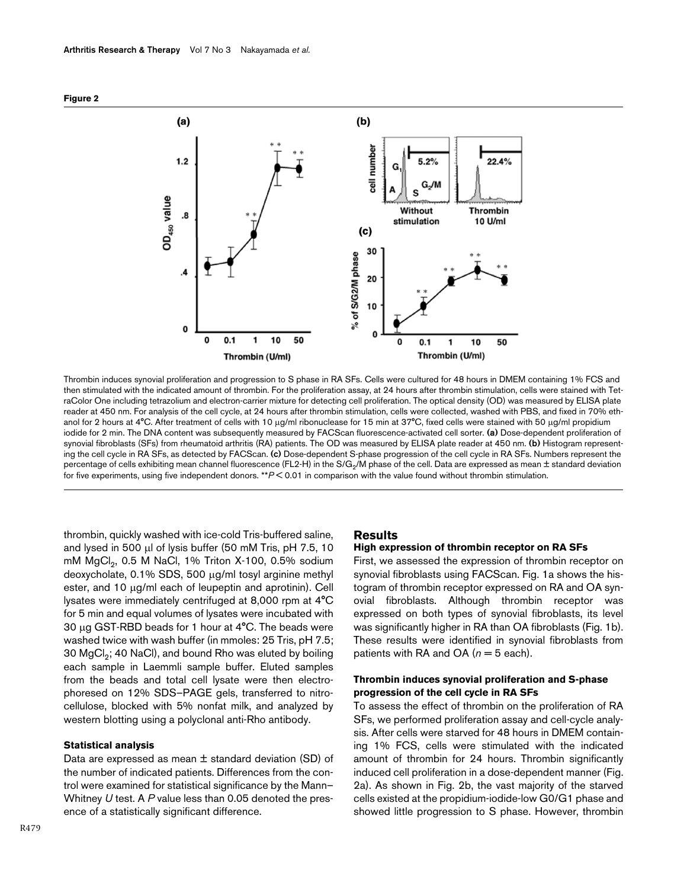**Figure 2**

Thrombin induces synovial proliferation and progression to S phase in RA SFs. Cells were cultured for 48 hours in DMEM containing 1% FCS and then stimulated with the indicated amount of thrombin. For the proliferation assay, at 24 hours after thrombin stimulation, cells were stained with TetraColor One including tetrazolium and electron-carrier mixture for detecting cell proliferation. The optical density (OD) was measured by ELISA plate reader at 450 nm. For analysis of the cell cycle, at 24 hours after thrombin stimulation, cells were collected, washed with PBS, and fixed in 70% ethanol for 2 hours at 4°C. After treatment of cells with 10 μg/ml ribonuclease for 15 min at 37°C, fixed cells were stained with 50 μg/ml propidium iodide for 2 min. The DNA content was subsequently measured by FACScan fluorescence-activated cell sorter. **(a)** Dose-dependent proliferation of synovial fibroblasts (SFs) from rheumatoid arthritis (RA) patients. The OD was measured by ELISA plate reader at 450 nm. **(b)** Histogram representing the cell cycle in RA SFs, as detected by FACScan. **(c)** Dose-dependent S-phase progression of the cell cycle in RA SFs. Numbers represent the percentage of cells exhibiting mean channel fluorescence (FL2-H) in the S/$G_2$/M phase of the cell. Data are expressed as mean ± standard deviation for five experiments, using five independent donors. **$P < 0.01$ in comparison with the value found without thrombin stimulation.

thrombin, quickly washed with ice-cold Tris-buffered saline, and lysed in 500 μl of lysis buffer (50 mM Tris, pH 7.5, 10 mM $MgCl_2$, 0.5 M NaCl, 1% Triton X-100, 0.5% sodium deoxycholate, 0.1% SDS, 500 μg/ml tosyl arginine methyl ester, and 10 μg/ml each of leupeptin and aprotinin). Cell lysates were immediately centrifuged at 8,000 rpm at 4°C for 5 min and equal volumes of lysates were incubated with 30 μg GST-RBD beads for 1 hour at 4°C. The beads were washed twice with wash buffer (in mmoles: 25 Tris, pH 7.5; 30 $MgCl_2$; 40 NaCl), and bound Rho was eluted by boiling each sample in Laemmli sample buffer. Eluted samples from the beads and total cell lysate were then electrophoresed on 12% SDS–PAGE gels, transferred to nitrocellulose, blocked with 5% nonfat milk, and analyzed by western blotting using a polyclonal anti-Rho antibody.

### Statistical analysis

Data are expressed as mean ± standard deviation (SD) of the number of indicated patients. Differences from the control were examined for statistical significance by the Mann–Whitney *U* test. A *P* value less than 0.05 denoted the presence of a statistically significant difference.

## Results

### High expression of thrombin receptor on RA SFs

First, we assessed the expression of thrombin receptor on synovial fibroblasts using FACScan. Fig. 1a shows the histogram of thrombin receptor expressed on RA and OA synovial fibroblasts. Although thrombin receptor was expressed on both types of synovial fibroblasts, its level was significantly higher in RA than OA fibroblasts (Fig. 1b). These results were identified in synovial fibroblasts from patients with RA and OA ($n = 5$ each).

### Thrombin induces synovial proliferation and S-phase progression of the cell cycle in RA SFs

To assess the effect of thrombin on the proliferation of RA SFs, we performed proliferation assay and cell-cycle analysis. After cells were starved for 48 hours in DMEM containing 1% FCS, cells were stimulated with the indicated amount of thrombin for 24 hours. Thrombin significantly induced cell proliferation in a dose-dependent manner (Fig. 2a). As shown in Fig. 2b, the vast majority of the starved cells existed at the propidium-iodide-low G0/G1 phase and showed little progression to S phase. However, thrombin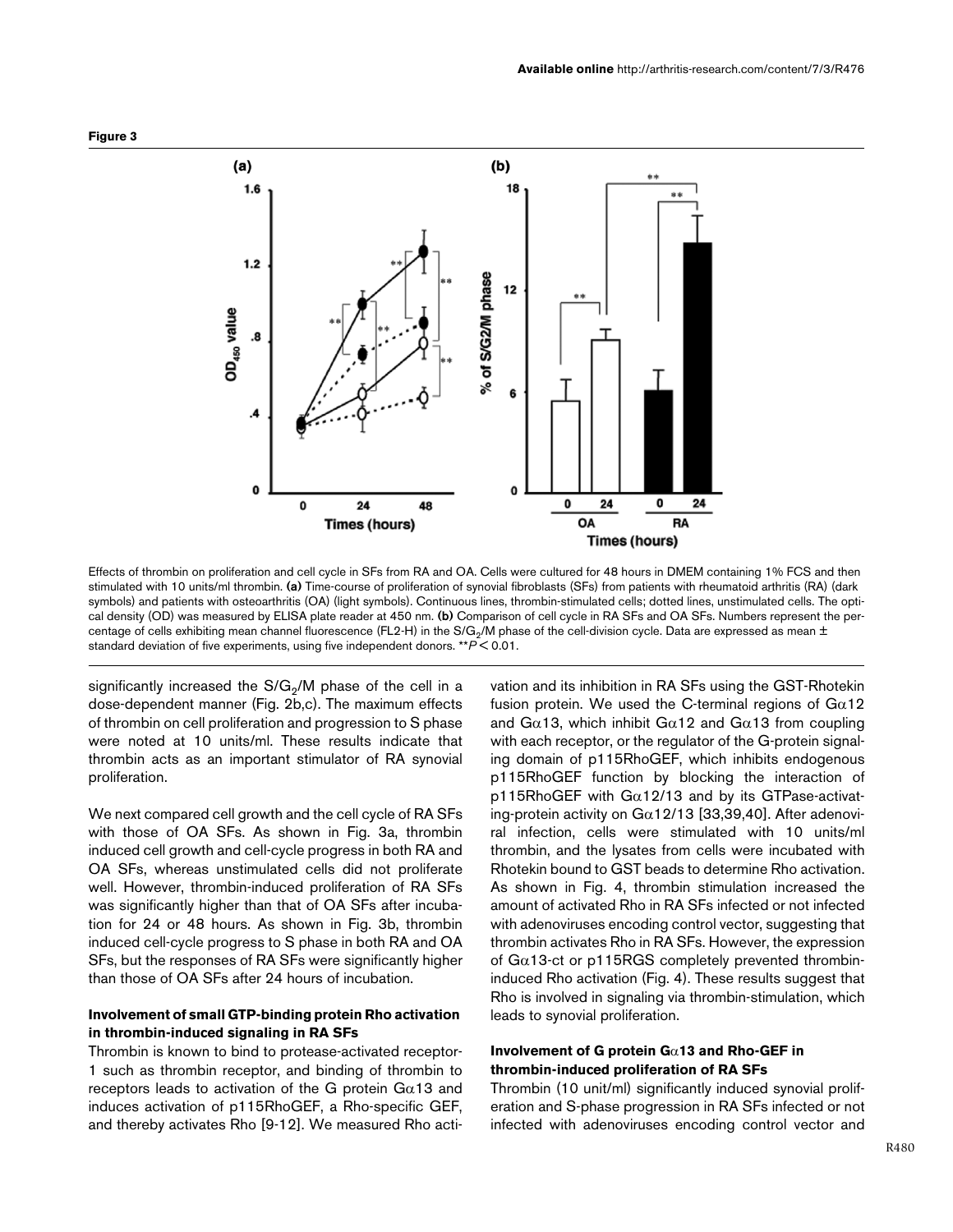**Figure 3**

Effects of thrombin on proliferation and cell cycle in SFs from RA and OA. Cells were cultured for 48 hours in DMEM containing 1% FCS and then stimulated with 10 units/ml thrombin. **(a)** Time-course of proliferation of synovial fibroblasts (SFs) from patients with rheumatoid arthritis (RA) (dark symbols) and patients with osteoarthritis (OA) (light symbols). Continuous lines, thrombin-stimulated cells; dotted lines, unstimulated cells. The optical density (OD) was measured by ELISA plate reader at 450 nm. **(b)** Comparison of cell cycle in RA SFs and OA SFs. Numbers represent the percentage of cells exhibiting mean channel fluorescence (FL2-H) in the S/$G_2$/M phase of the cell-division cycle. Data are expressed as mean ± standard deviation of five experiments, using five independent donors. ** $P < 0.01$.

significantly increased the S/$G_2$/M phase of the cell in a dose-dependent manner (Fig. 2b,c). The maximum effects of thrombin on cell proliferation and progression to S phase were noted at 10 units/ml. These results indicate that thrombin acts as an important stimulator of RA synovial proliferation.

We next compared cell growth and the cell cycle of RA SFs with those of OA SFs. As shown in Fig. 3a, thrombin induced cell growth and cell-cycle progress in both RA and OA SFs, whereas unstimulated cells did not proliferate well. However, thrombin-induced proliferation of RA SFs was significantly higher than that of OA SFs after incubation for 24 or 48 hours. As shown in Fig. 3b, thrombin induced cell-cycle progress to S phase in both RA and OA SFs, but the responses of RA SFs were significantly higher than those of OA SFs after 24 hours of incubation.

### Involvement of small GTP-binding protein Rho activation in thrombin-induced signaling in RA SFs

Thrombin is known to bind to protease-activated receptor-1 such as thrombin receptor, and binding of thrombin to receptors leads to activation of the G protein Gα13 and induces activation of p115RhoGEF, a Rho-specific GEF, and thereby activates Rho [9-12]. We measured Rho activation and its inhibition in RA SFs using the GST-Rhotekin fusion protein. We used the C-terminal regions of Gα12 and Gα13, which inhibit Gα12 and Gα13 from coupling with each receptor, or the regulator of the G-protein signaling domain of p115RhoGEF, which inhibits endogenous p115RhoGEF function by blocking the interaction of p115RhoGEF with Gα12/13 and by its GTPase-activating-protein activity on Gα12/13 [33,39,40]. After adenoviral infection, cells were stimulated with 10 units/ml thrombin, and the lysates from cells were incubated with Rhotekin bound to GST beads to determine Rho activation. As shown in Fig. 4, thrombin stimulation increased the amount of activated Rho in RA SFs infected or not infected with adenoviruses encoding control vector, suggesting that thrombin activates Rho in RA SFs. However, the expression of Gα13-ct or p115RGS completely prevented thrombin-induced Rho activation (Fig. 4). These results suggest that Rho is involved in signaling via thrombin-stimulation, which leads to synovial proliferation.

### Involvement of G protein Gα13 and Rho-GEF in thrombin-induced proliferation of RA SFs

Thrombin (10 unit/ml) significantly induced synovial proliferation and S-phase progression in RA SFs infected or not infected with adenoviruses encoding control vector and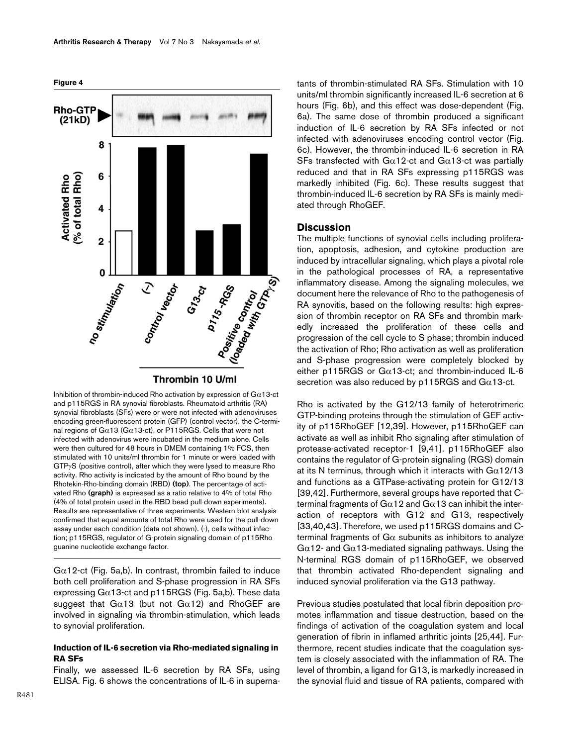**Figure 4**

Inhibition of thrombin-induced Rho activation by expression of Gα13-ct and p115RGS in RA synovial fibroblasts. Rheumatoid arthritis (RA) synovial fibroblasts (SFs) were or were not infected with adenoviruses encoding green-fluorescent protein (GFP) (control vector), the C-terminal regions of Gα13 (Gα13-ct), or P115RGS. Cells that were not infected with adenovirus were incubated in the medium alone. Cells were then cultured for 48 hours in DMEM containing 1% FCS, then stimulated with 10 units/ml thrombin for 1 minute or were loaded with GTPγS (positive control), after which they were lysed to measure Rho activity. Rho activity is indicated by the amount of Rho bound by the Rhotekin-Rho-binding domain (RBD) **(top)**. The percentage of activated Rho **(graph)** is expressed as a ratio relative to 4% of total Rho (4% of total protein used in the RBD bead pull-down experiments). Results are representative of three experiments. Western blot analysis confirmed that equal amounts of total Rho were used for the pull-down assay under each condition (data not shown). (-), cells without infection; p115RGS, regulator of G-protein signaling domain of p115Rho guanine nucleotide exchange factor.

Gα12-ct (Fig. 5a,b). In contrast, thrombin failed to induce both cell proliferation and S-phase progression in RA SFs expressing Gα13-ct and p115RGS (Fig. 5a,b). These data suggest that Gα13 (but not Gα12) and RhoGEF are involved in signaling via thrombin-stimulation, which leads to synovial proliferation.

### Induction of IL-6 secretion via Rho-mediated signaling in RA SFs

Finally, we assessed IL-6 secretion by RA SFs, using ELISA. Fig. 6 shows the concentrations of IL-6 in supernatants of thrombin-stimulated RA SFs. Stimulation with 10 units/ml thrombin significantly increased IL-6 secretion at 6 hours (Fig. 6b), and this effect was dose-dependent (Fig. 6a). The same dose of thrombin produced a significant induction of IL-6 secretion by RA SFs infected or not infected with adenoviruses encoding control vector (Fig. 6c). However, the thrombin-induced IL-6 secretion in RA SFs transfected with Gα12-ct and Gα13-ct was partially reduced and that in RA SFs expressing p115RGS was markedly inhibited (Fig. 6c). These results suggest that thrombin-induced IL-6 secretion by RA SFs is mainly mediated through RhoGEF.

## Discussion

The multiple functions of synovial cells including proliferation, apoptosis, adhesion, and cytokine production are induced by intracellular signaling, which plays a pivotal role in the pathological processes of RA, a representative inflammatory disease. Among the signaling molecules, we document here the relevance of Rho to the pathogenesis of RA synovitis, based on the following results: high expression of thrombin receptor on RA SFs and thrombin markedly increased the proliferation of these cells and progression of the cell cycle to S phase; thrombin induced the activation of Rho; Rho activation as well as proliferation and S-phase progression were completely blocked by either p115RGS or Gα13-ct; and thrombin-induced IL-6 secretion was also reduced by p115RGS and Gα13-ct.

Rho is activated by the G12/13 family of heterotrimeric GTP-binding proteins through the stimulation of GEF activity of p115RhoGEF [12,39]. However, p115RhoGEF can activate as well as inhibit Rho signaling after stimulation of protease-activated receptor-1 [9,41]. p115RhoGEF also contains the regulator of G-protein signaling (RGS) domain at its N terminus, through which it interacts with Gα12/13 and functions as a GTPase-activating protein for G12/13 [39,42]. Furthermore, several groups have reported that C-terminal fragments of Gα12 and Gα13 can inhibit the interaction of receptors with G12 and G13, respectively [33,40,43]. Therefore, we used p115RGS domains and C-terminal fragments of Gα subunits as inhibitors to analyze Gα12- and Gα13-mediated signaling pathways. Using the N-terminal RGS domain of p115RhoGEF, we observed that thrombin activated Rho-dependent signaling and induced synovial proliferation via the G13 pathway.

Previous studies postulated that local fibrin deposition promotes inflammation and tissue destruction, based on the findings of activation of the coagulation system and local generation of fibrin in inflamed arthritic joints [25,44]. Furthermore, recent studies indicate that the coagulation system is closely associated with the inflammation of RA. The level of thrombin, a ligand for G13, is markedly increased in the synovial fluid and tissue of RA patients, compared with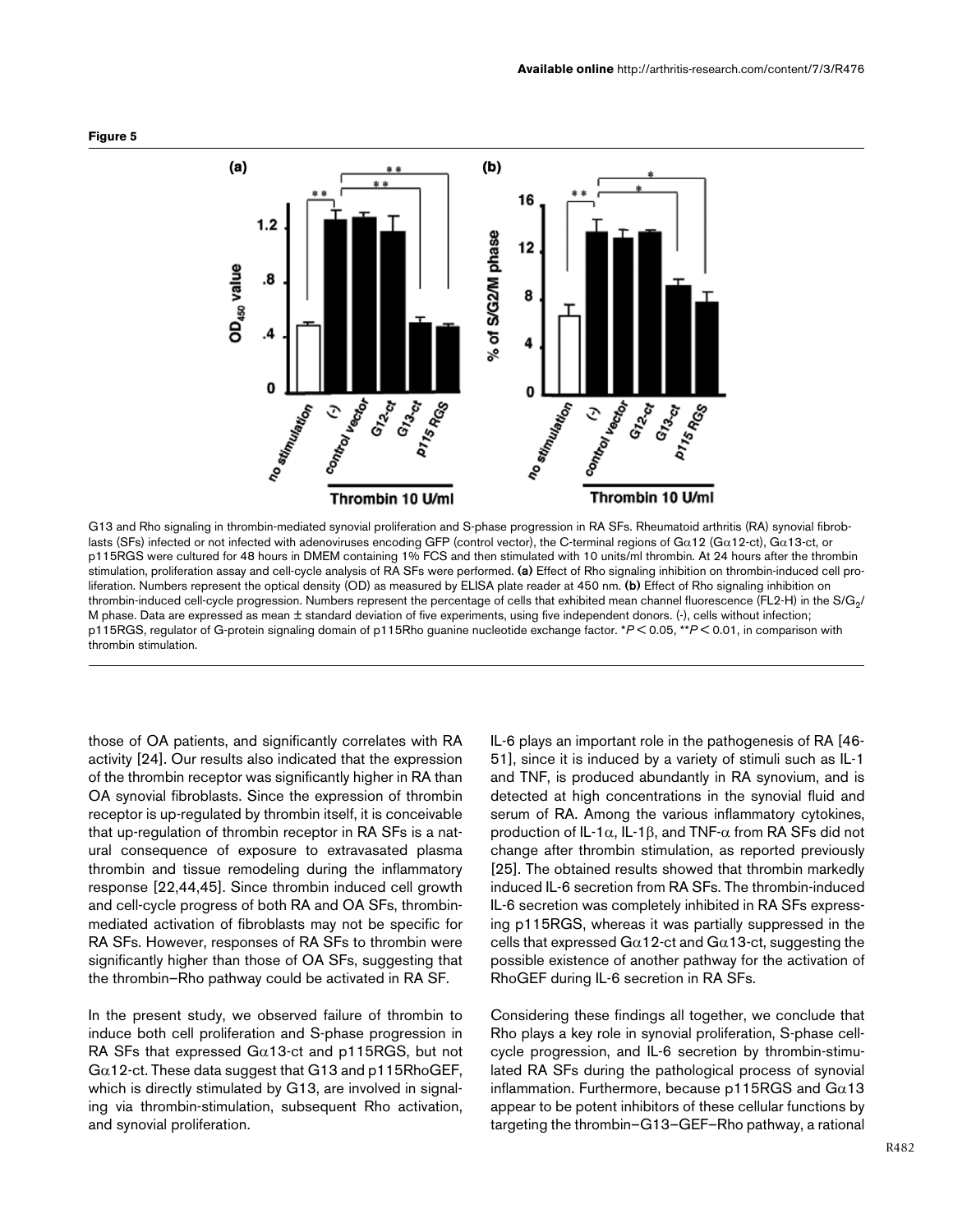**Figure 5**

G13 and Rho signaling in thrombin-mediated synovial proliferation and S-phase progression in RA SFs. Rheumatoid arthritis (RA) synovial fibroblasts (SFs) infected or not infected with adenoviruses encoding GFP (control vector), the C-terminal regions of Gα12 (Gα12-ct), Gα13-ct, or p115RGS were cultured for 48 hours in DMEM containing 1% FCS and then stimulated with 10 units/ml thrombin. At 24 hours after the thrombin stimulation, proliferation assay and cell-cycle analysis of RA SFs were performed. **(a)** Effect of Rho signaling inhibition on thrombin-induced cell proliferation. Numbers represent the optical density (OD) as measured by ELISA plate reader at 450 nm. **(b)** Effect of Rho signaling inhibition on thrombin-induced cell-cycle progression. Numbers represent the percentage of cells that exhibited mean channel fluorescence (FL2-H) in the S/$G_2$/M phase. Data are expressed as mean ± standard deviation of five experiments, using five independent donors. (-), cells without infection; p115RGS, regulator of G-protein signaling domain of p115Rho guanine nucleotide exchange factor. *$P < 0.05$, **$P < 0.01$, in comparison with thrombin stimulation.

those of OA patients, and significantly correlates with RA activity [24]. Our results also indicated that the expression of the thrombin receptor was significantly higher in RA than OA synovial fibroblasts. Since the expression of thrombin receptor is up-regulated by thrombin itself, it is conceivable that up-regulation of thrombin receptor in RA SFs is a natural consequence of exposure to extravasated plasma thrombin and tissue remodeling during the inflammatory response [22,44,45]. Since thrombin induced cell growth and cell-cycle progress of both RA and OA SFs, thrombin-mediated activation of fibroblasts may not be specific for RA SFs. However, responses of RA SFs to thrombin were significantly higher than those of OA SFs, suggesting that the thrombin–Rho pathway could be activated in RA SF.

In the present study, we observed failure of thrombin to induce both cell proliferation and S-phase progression in RA SFs that expressed Gα13-ct and p115RGS, but not Gα12-ct. These data suggest that G13 and p115RhoGEF, which is directly stimulated by G13, are involved in signaling via thrombin-stimulation, subsequent Rho activation, and synovial proliferation.

IL-6 plays an important role in the pathogenesis of RA [46-51], since it is induced by a variety of stimuli such as IL-1 and TNF, is produced abundantly in RA synovium, and is detected at high concentrations in the synovial fluid and serum of RA. Among the various inflammatory cytokines, production of IL-1α, IL-1β, and TNF-α from RA SFs did not change after thrombin stimulation, as reported previously [25]. The obtained results showed that thrombin markedly induced IL-6 secretion from RA SFs. The thrombin-induced IL-6 secretion was completely inhibited in RA SFs expressing p115RGS, whereas it was partially suppressed in the cells that expressed Gα12-ct and Gα13-ct, suggesting the possible existence of another pathway for the activation of RhoGEF during IL-6 secretion in RA SFs.

Considering these findings all together, we conclude that Rho plays a key role in synovial proliferation, S-phase cell-cycle progression, and IL-6 secretion by thrombin-stimulated RA SFs during the pathological process of synovial inflammation. Furthermore, because p115RGS and Gα13 appear to be potent inhibitors of these cellular functions by targeting the thrombin–G13–GEF–Rho pathway, a rational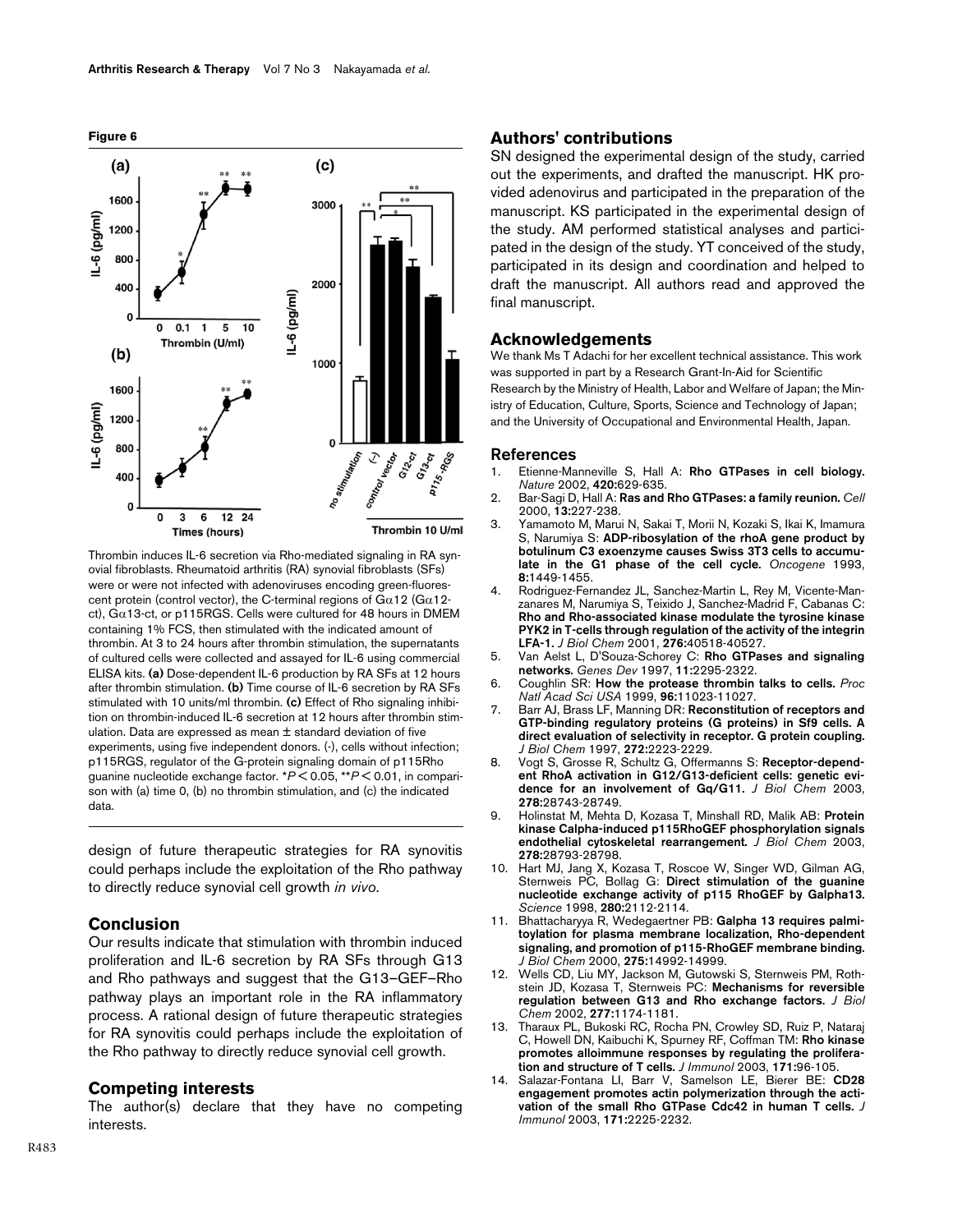**Figure 6**

Thrombin induces IL-6 secretion via Rho-mediated signaling in RA synovial fibroblasts. Rheumatoid arthritis (RA) synovial fibroblasts (SFs) were or were not infected with adenoviruses encoding green-fluorescent protein (control vector), the C-terminal regions of Gα12 (Gα12-ct), Gα13-ct, or p115RGS. Cells were cultured for 48 hours in DMEM containing 1% FCS, then stimulated with the indicated amount of thrombin. At 3 to 24 hours after thrombin stimulation, the supernatants of cultured cells were collected and assayed for IL-6 using commercial ELISA kits. **(a)** Dose-dependent IL-6 production by RA SFs at 12 hours after thrombin stimulation. **(b)** Time course of IL-6 secretion by RA SFs stimulated with 10 units/ml thrombin. **(c)** Effect of Rho signaling inhibition on thrombin-induced IL-6 secretion at 12 hours after thrombin stimulation. Data are expressed as mean ± standard deviation of five experiments, using five independent donors. (-), cells without infection; p115RGS, regulator of the G-protein signaling domain of p115Rho guanine nucleotide exchange factor. *$P < 0.05$, **$P < 0.01$, in comparison with (a) time 0, (b) no thrombin stimulation, and (c) the indicated data.

design of future therapeutic strategies for RA synovitis could perhaps include the exploitation of the Rho pathway to directly reduce synovial cell growth *in vivo*.

## Conclusion

Our results indicate that stimulation with thrombin induced proliferation and IL-6 secretion by RA SFs through G13 and Rho pathways and suggest that the G13–GEF–Rho pathway plays an important role in the RA inflammatory process. A rational design of future therapeutic strategies for RA synovitis could perhaps include the exploitation of the Rho pathway to directly reduce synovial cell growth.

## Competing interests

The author(s) declare that they have no competing interests.

## Authors' contributions

SN designed the experimental design of the study, carried out the experiments, and drafted the manuscript. HK provided adenovirus and participated in the preparation of the manuscript. KS participated in the experimental design of the study. AM performed statistical analyses and participated in the design of the study. YT conceived of the study, participated in its design and coordination and helped to draft the manuscript. All authors read and approved the final manuscript.

## Acknowledgements

We thank Ms T Adachi for her excellent technical assistance. This work was supported in part by a Research Grant-In-Aid for Scientific Research by the Ministry of Health, Labor and Welfare of Japan; the Ministry of Education, Culture, Sports, Science and Technology of Japan; and the University of Occupational and Environmental Health, Japan.

## References

1. Etienne-Manneville S, Hall A: **Rho GTPases in cell biology.** *Nature* 2002, **420:**629-635.
2. Bar-Sagi D, Hall A: **Ras and Rho GTPases: a family reunion.** *Cell* 2000, **13:**227-238.
3. Yamamoto M, Marui N, Sakai T, Morii N, Kozaki S, Ikai K, Imamura S, Narumiya S: **ADP-ribosylation of the rhoA gene product by botulinum C3 exoenzyme causes Swiss 3T3 cells to accumulate in the G1 phase of the cell cycle.** *Oncogene* 1993, **8:**1449-1455.
4. Rodriguez-Fernandez JL, Sanchez-Martin L, Rey M, Vicente-Manzanares M, Narumiya S, Teixido J, Sanchez-Madrid F, Cabanas C: **Rho and Rho-associated kinase modulate the tyrosine kinase PYK2 in T-cells through regulation of the activity of the integrin LFA-1.** *J Biol Chem* 2001, **276:**40518-40527.
5. Van Aelst L, D'Souza-Schorey C: **Rho GTPases and signaling networks.** *Genes Dev* 1997, **11:**2295-2322.
6. Coughlin SR: **How the protease thrombin talks to cells.** *Proc Natl Acad Sci USA* 1999, **96:**11023-11027.
7. Barr AJ, Brass LF, Manning DR: **Reconstitution of receptors and GTP-binding regulatory proteins (G proteins) in Sf9 cells. A direct evaluation of selectivity in receptor. G protein coupling.** *J Biol Chem* 1997, **272:**2223-2229.
8. Vogt S, Grosse R, Schultz G, Offermanns S: **Receptor-dependent RhoA activation in G12/G13-deficient cells: genetic evidence for an involvement of Gq/G11.** *J Biol Chem* 2003, **278:**28743-28749.
9. Holinstat M, Mehta D, Kozasa T, Minshall RD, Malik AB: **Protein kinase Calpha-induced p115RhoGEF phosphorylation signals endothelial cytoskeletal rearrangement.** *J Biol Chem* 2003, **278:**28793-28798.
10. Hart MJ, Jang X, Kozasa T, Roscoe W, Singer WD, Gilman AG, Sternweis PC, Bollag G: **Direct stimulation of the guanine nucleotide exchange activity of p115 RhoGEF by Galpha13.** *Science* 1998, **280:**2112-2114.
11. Bhattacharyya R, Wedegaertner PB: **Galpha 13 requires palmitoylation for plasma membrane localization, Rho-dependent signaling, and promotion of p115-RhoGEF membrane binding.** *J Biol Chem* 2000, **275:**14992-14999.
12. Wells CD, Liu MY, Jackson M, Gutowski S, Sternweis PM, Rothstein JD, Kozasa T, Sternweis PC: **Mechanisms for reversible regulation between G13 and Rho exchange factors.** *J Biol Chem* 2002, **277:**1174-1181.
13. Tharaux PL, Bukoski RC, Rocha PN, Crowley SD, Ruiz P, Nataraj C, Howell DN, Kaibuchi K, Spurney RF, Coffman TM: **Rho kinase promotes alloimmune responses by regulating the proliferation and structure of T cells.** *J Immunol* 2003, **171:**96-105.
14. Salazar-Fontana LI, Barr V, Samelson LE, Bierer BE: **CD28 engagement promotes actin polymerization through the activation of the small Rho GTPase Cdc42 in human T cells.** *J Immunol* 2003, **171:**2225-2232.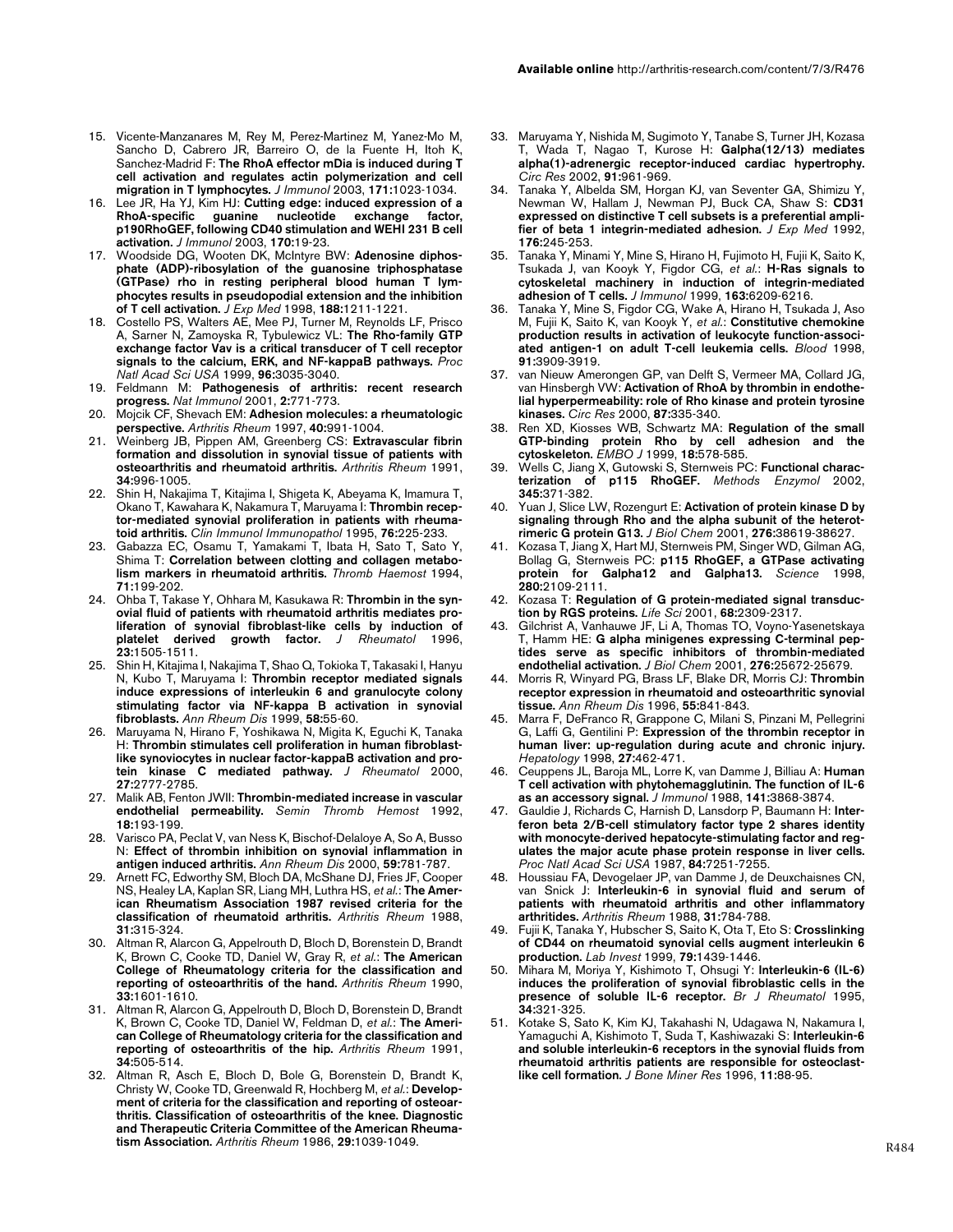15. Vicente-Manzanares M, Rey M, Perez-Martinez M, Yanez-Mo M, Sancho D, Cabrero JR, Barreiro O, de la Fuente H, Itoh K, Sanchez-Madrid F: **The RhoA effector mDia is induced during T cell activation and regulates actin polymerization and cell migration in T lymphocytes.** *J Immunol* 2003, **171:**1023-1034.
16. Lee JR, Ha YJ, Kim HJ: **Cutting edge: induced expression of a RhoA-specific guanine nucleotide exchange factor, p190RhoGEF, following CD40 stimulation and WEHI 231 B cell activation.** *J Immunol* 2003, **170:**19-23.
17. Woodside DG, Wooten DK, McIntyre BW: **Adenosine diphosphate (ADP)-ribosylation of the guanosine triphosphatase (GTPase) rho in resting peripheral blood human T lymphocytes results in pseudopodial extension and the inhibition of T cell activation.** *J Exp Med* 1998, **188:**1211-1221.
18. Costello PS, Walters AE, Mee PJ, Turner M, Reynolds LF, Prisco A, Sarner N, Zamoyska R, Tybulewicz VL: **The Rho-family GTP exchange factor Vav is a critical transducer of T cell receptor signals to the calcium, ERK, and NF-kappaB pathways.** *Proc Natl Acad Sci USA* 1999, **96:**3035-3040.
19. Feldmann M: **Pathogenesis of arthritis: recent research progress.** *Nat Immunol* 2001, **2:**771-773.
20. Mojcik CF, Shevach EM: **Adhesion molecules: a rheumatologic perspective.** *Arthritis Rheum* 1997, **40:**991-1004.
21. Weinberg JB, Pippen AM, Greenberg CS: **Extravascular fibrin formation and dissolution in synovial tissue of patients with osteoarthritis and rheumatoid arthritis.** *Arthritis Rheum* 1991, **34:**996-1005.
22. Shin H, Nakajima T, Kitajima I, Shigeta K, Abeyama K, Imamura T, Okano T, Kawahara K, Nakamura T, Maruyama I: **Thrombin receptor-mediated synovial proliferation in patients with rheumatoid arthritis.** *Clin Immunol Immunopathol* 1995, **76:**225-233.
23. Gabazza EC, Osamu T, Yamakami T, Ibata H, Sato T, Sato Y, Shima T: **Correlation between clotting and collagen metabolism markers in rheumatoid arthritis.** *Thromb Haemost* 1994, **71:**199-202.
24. Ohba T, Takase Y, Ohhara M, Kasukawa R: **Thrombin in the synovial fluid of patients with rheumatoid arthritis mediates proliferation of synovial fibroblast-like cells by induction of platelet derived growth factor.** *J Rheumatol* 1996, **23:**1505-1511.
25. Shin H, Kitajima I, Nakajima T, Shao Q, Tokioka T, Takasaki I, Hanyu N, Kubo T, Maruyama I: **Thrombin receptor mediated signals induce expressions of interleukin 6 and granulocyte colony stimulating factor via NF-kappa B activation in synovial fibroblasts.** *Ann Rheum Dis* 1999, **58:**55-60.
26. Maruyama N, Hirano F, Yoshikawa N, Migita K, Eguchi K, Tanaka H: **Thrombin stimulates cell proliferation in human fibroblast-like synoviocytes in nuclear factor-kappaB activation and protein kinase C mediated pathway.** *J Rheumatol* 2000, **27:**2777-2785.
27. Malik AB, Fenton JWII: **Thrombin-mediated increase in vascular endothelial permeability.** *Semin Thromb Hemost* 1992, **18:**193-199.
28. Varisco PA, Peclat V, van Ness K, Bischof-Delaloye A, So A, Busso N: **Effect of thrombin inhibition on synovial inflammation in antigen induced arthritis.** *Ann Rheum Dis* 2000, **59:**781-787.
29. Arnett FC, Edworthy SM, Bloch DA, McShane DJ, Fries JF, Cooper NS, Healey LA, Kaplan SR, Liang MH, Luthra HS, *et al.*: **The American Rheumatism Association 1987 revised criteria for the classification of rheumatoid arthritis.** *Arthritis Rheum* 1988, **31:**315-324.
30. Altman R, Alarcon G, Appelrouth D, Bloch D, Borenstein D, Brandt K, Brown C, Cooke TD, Daniel W, Gray R, *et al.*: **The American College of Rheumatology criteria for the classification and reporting of osteoarthritis of the hand.** *Arthritis Rheum* 1990, **33:**1601-1610.
31. Altman R, Alarcon G, Appelrouth D, Bloch D, Borenstein D, Brandt K, Brown C, Cooke TD, Daniel W, Feldman D, *et al.*: **The American College of Rheumatology criteria for the classification and reporting of osteoarthritis of the hip.** *Arthritis Rheum* 1991, **34:**505-514.
32. Altman R, Asch E, Bloch D, Bole G, Borenstein D, Brandt K, Christy W, Cooke TD, Greenwald R, Hochberg M, *et al.*: **Development of criteria for the classification and reporting of osteoarthritis. Classification of osteoarthritis of the knee. Diagnostic and Therapeutic Criteria Committee of the American Rheumatism Association.** *Arthritis Rheum* 1986, **29:**1039-1049.
33. Maruyama Y, Nishida M, Sugimoto Y, Tanabe S, Turner JH, Kozasa T, Wada T, Nagao T, Kurose H: **Galpha(12/13) mediates alpha(1)-adrenergic receptor-induced cardiac hypertrophy.** *Circ Res* 2002, **91:**961-969.
34. Tanaka Y, Albelda SM, Horgan KJ, van Seventer GA, Shimizu Y, Newman W, Hallam J, Newman PJ, Buck CA, Shaw S: **CD31 expressed on distinctive T cell subsets is a preferential amplifier of beta 1 integrin-mediated adhesion.** *J Exp Med* 1992, **176:**245-253.
35. Tanaka Y, Minami Y, Mine S, Hirano H, Fujimoto H, Fujii K, Saito K, Tsukada J, van Kooyk Y, Figdor CG, *et al.*: **H-Ras signals to cytoskeletal machinery in induction of integrin-mediated adhesion of T cells.** *J Immunol* 1999, **163:**6209-6216.
36. Tanaka Y, Mine S, Figdor CG, Wake A, Hirano H, Tsukada J, Aso M, Fujii K, Saito K, van Kooyk Y, *et al.*: **Constitutive chemokine production results in activation of leukocyte function-associated antigen-1 on adult T-cell leukemia cells.** *Blood* 1998, **91:**3909-3919.
37. van Nieuw Amerongen GP, van Delft S, Vermeer MA, Collard JG, van Hinsbergh VW: **Activation of RhoA by thrombin in endothelial hyperpermeability: role of Rho kinase and protein tyrosine kinases.** *Circ Res* 2000, **87:**335-340.
38. Ren XD, Kiosses WB, Schwartz MA: **Regulation of the small GTP-binding protein Rho by cell adhesion and the cytoskeleton.** *EMBO J* 1999, **18:**578-585.
39. Wells C, Jiang X, Gutowski S, Sternweis PC: **Functional characterization of p115 RhoGEF.** *Methods Enzymol* 2002, **345:**371-382.
40. Yuan J, Slice LW, Rozengurt E: **Activation of protein kinase D by signaling through Rho and the alpha subunit of the heterotrimeric G protein G13.** *J Biol Chem* 2001, **276:**38619-38627.
41. Kozasa T, Jiang X, Hart MJ, Sternweis PM, Singer WD, Gilman AG, Bollag G, Sternweis PC: **p115 RhoGEF, a GTPase activating protein for Galpha12 and Galpha13.** *Science* 1998, **280:**2109-2111.
42. Kozasa T: **Regulation of G protein-mediated signal transduction by RGS proteins.** *Life Sci* 2001, **68:**2309-2317.
43. Gilchrist A, Vanhauwe JF, Li A, Thomas TO, Voyno-Yasenetskaya T, Hamm HE: **G alpha minigenes expressing C-terminal peptides serve as specific inhibitors of thrombin-mediated endothelial activation.** *J Biol Chem* 2001, **276:**25672-25679.
44. Morris R, Winyard PG, Brass LF, Blake DR, Morris CJ: **Thrombin receptor expression in rheumatoid and osteoarthritic synovial tissue.** *Ann Rheum Dis* 1996, **55:**841-843.
45. Marra F, DeFranco R, Grappone C, Milani S, Pinzani M, Pellegrini G, Laffi G, Gentilini P: **Expression of the thrombin receptor in human liver: up-regulation during acute and chronic injury.** *Hepatology* 1998, **27:**462-471.
46. Ceuppens JL, Baroja ML, Lorre K, van Damme J, Billiau A: **Human T cell activation with phytohemagglutinin. The function of IL-6 as an accessory signal.** *J Immunol* 1988, **141:**3868-3874.
47. Gauldie J, Richards C, Harnish D, Lansdorp P, Baumann H: **Interferon beta 2/B-cell stimulatory factor type 2 shares identity with monocyte-derived hepatocyte-stimulating factor and regulates the major acute phase protein response in liver cells.** *Proc Natl Acad Sci USA* 1987, **84:**7251-7255.
48. Houssiau FA, Devogelaer JP, van Damme J, de Deuxchaisnes CN, van Snick J: **Interleukin-6 in synovial fluid and serum of patients with rheumatoid arthritis and other inflammatory arthritides.** *Arthritis Rheum* 1988, **31:**784-788.
49. Fujii K, Tanaka Y, Hubscher S, Saito K, Ota T, Eto S: **Crosslinking of CD44 on rheumatoid synovial cells augment interleukin 6 production.** *Lab Invest* 1999, **79:**1439-1446.
50. Mihara M, Moriya Y, Kishimoto T, Ohsugi Y: **Interleukin-6 (IL-6) induces the proliferation of synovial fibroblastic cells in the presence of soluble IL-6 receptor.** *Br J Rheumatol* 1995, **34:**321-325.
51. Kotake S, Sato K, Kim KJ, Takahashi N, Udagawa N, Nakamura I, Yamaguchi A, Kishimoto T, Suda T, Kashiwazaki S: **Interleukin-6 and soluble interleukin-6 receptors in the synovial fluids from rheumatoid arthritis patients are responsible for osteoclast-like cell formation.** *J Bone Miner Res* 1996, **11:**88-95.